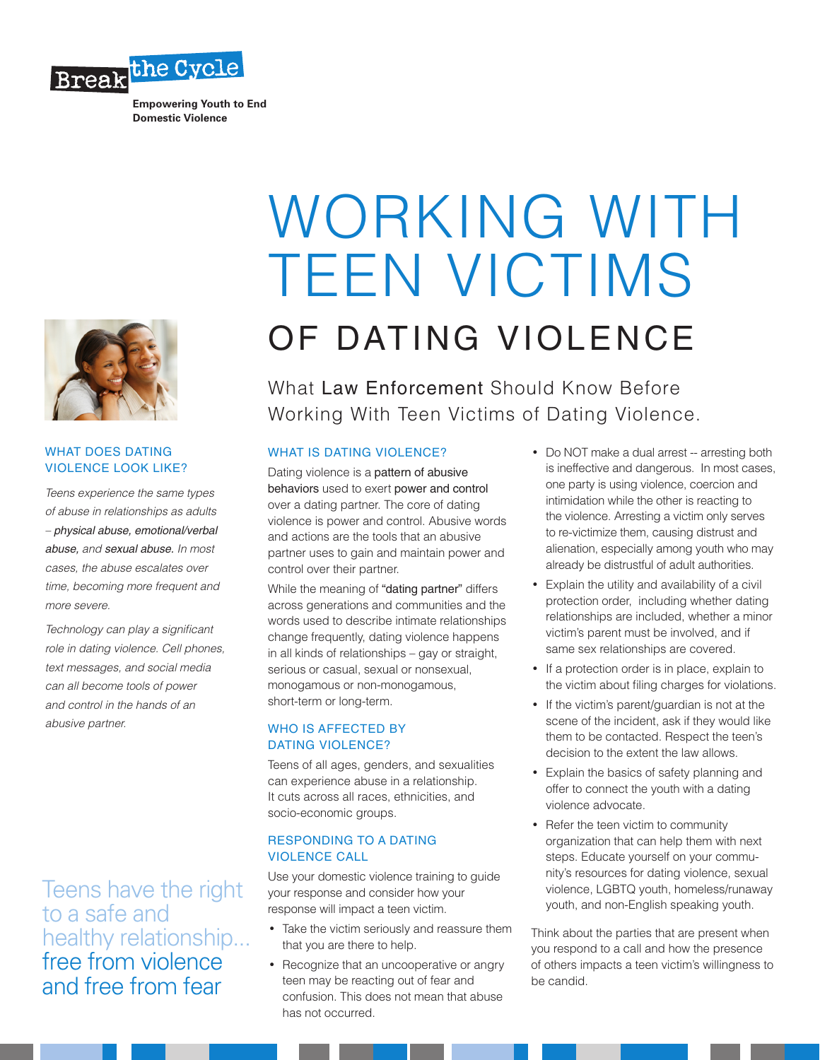Break the Cycle

**Empowering Youth to End Domestic Violence**

# WORKING WITH TEEN VICTIMS

## OF DATING VIOLENCE

What **Law Enforcement** Should Know Before Working With Teen Victims of Dating Violence.

### WHAT DOES DATING VIOLENCE LOOK LIKE?

*Teens experience the same types of abuse in relationships as adults – **physical abuse, emotional/verbal abuse,** and **sexual abuse.** In most cases, the abuse escalates over time, becoming more frequent and more severe.*

*Technology can play a significant role in dating violence. Cell phones, text messages, and social media can all become tools of power and control in the hands of an abusive partner.*

Teens have the right to a safe and healthy relationship... free from violence and free from fear

### WHAT IS DATING VIOLENCE?

Dating violence is a pattern of abusive behaviors used to exert power and control over a dating partner. The core of dating violence is power and control. Abusive words and actions are the tools that an abusive partner uses to gain and maintain power and control over their partner.

While the meaning of "dating partner" differs across generations and communities and the words used to describe intimate relationships change frequently, dating violence happens in all kinds of relationships – gay or straight, serious or casual, sexual or nonsexual, monogamous or non-monogamous, short-term or long-term.

### WHO IS AFFECTED BY DATING VIOLENCE?

Teens of all ages, genders, and sexualities can experience abuse in a relationship. It cuts across all races, ethnicities, and socio-economic groups.

### RESPONDING TO A DATING VIOLENCE CALL

Use your domestic violence training to guide your response and consider how your response will impact a teen victim.

- Take the victim seriously and reassure them that you are there to help.
- Recognize that an uncooperative or angry teen may be reacting out of fear and confusion. This does not mean that abuse has not occurred.
- Do NOT make a dual arrest -- arresting both is ineffective and dangerous. In most cases, one party is using violence, coercion and intimidation while the other is reacting to the violence. Arresting a victim only serves to re-victimize them, causing distrust and alienation, especially among youth who may already be distrustful of adult authorities.
- Explain the utility and availability of a civil protection order, including whether dating relationships are included, whether a minor victim's parent must be involved, and if same sex relationships are covered.
- If a protection order is in place, explain to the victim about filing charges for violations.
- If the victim's parent/guardian is not at the scene of the incident, ask if they would like them to be contacted. Respect the teen's decision to the extent the law allows.
- Explain the basics of safety planning and offer to connect the youth with a dating violence advocate.
- Refer the teen victim to community organization that can help them with next steps. Educate yourself on your community's resources for dating violence, sexual violence, LGBTQ youth, homeless/runaway youth, and non-English speaking youth.

Think about the parties that are present when you respond to a call and how the presence of others impacts a teen victim's willingness to be candid.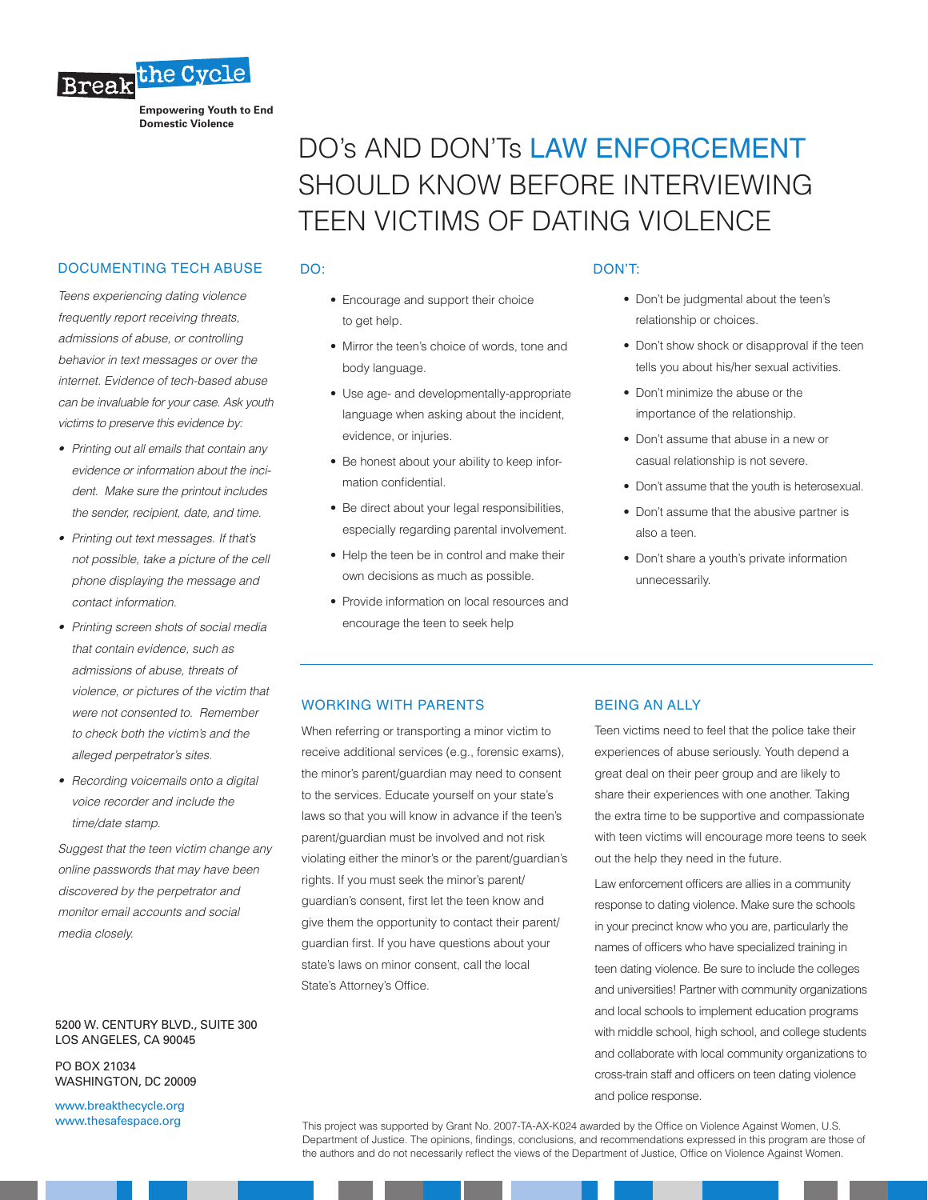Break the Cycle

**Empowering Youth to End Domestic Violence**

# DO's AND DON'Ts LAW ENFORCEMENT SHOULD KNOW BEFORE INTERVIEWING TEEN VICTIMS OF DATING VIOLENCE

## DOCUMENTING TECH ABUSE

*Teens experiencing dating violence frequently report receiving threats, admissions of abuse, or controlling behavior in text messages or over the internet. Evidence of tech-based abuse can be invaluable for your case. Ask youth victims to preserve this evidence by:*

- *Printing out all emails that contain any evidence or information about the incident. Make sure the printout includes the sender, recipient, date, and time.*
- *Printing out text messages. If that's not possible, take a picture of the cell phone displaying the message and contact information.*
- *Printing screen shots of social media that contain evidence, such as admissions of abuse, threats of violence, or pictures of the victim that were not consented to. Remember to check both the victim's and the alleged perpetrator's sites.*
- *Recording voicemails onto a digital voice recorder and include the time/date stamp.*

*Suggest that the teen victim change any online passwords that may have been discovered by the perpetrator and monitor email accounts and social media closely.*

5200 W. CENTURY BLVD., SUITE 300
LOS ANGELES, CA 90045

PO BOX 21034
WASHINGTON, DC 20009

www.breakthecycle.org
www.thesafespace.org

## DO:

- Encourage and support their choice to get help.
- Mirror the teen's choice of words, tone and body language.
- Use age- and developmentally-appropriate language when asking about the incident, evidence, or injuries.
- Be honest about your ability to keep information confidential.
- Be direct about your legal responsibilities, especially regarding parental involvement.
- Help the teen be in control and make their own decisions as much as possible.
- Provide information on local resources and encourage the teen to seek help

## DON'T:

- Don't be judgmental about the teen's relationship or choices.
- Don't show shock or disapproval if the teen tells you about his/her sexual activities.
- Don't minimize the abuse or the importance of the relationship.
- Don't assume that abuse in a new or casual relationship is not severe.
- Don't assume that the youth is heterosexual.
- Don't assume that the abusive partner is also a teen.
- Don't share a youth's private information unnecessarily.

## WORKING WITH PARENTS

When referring or transporting a minor victim to receive additional services (e.g., forensic exams), the minor's parent/guardian may need to consent to the services. Educate yourself on your state's laws so that you will know in advance if the teen's parent/guardian must be involved and not risk violating either the minor's or the parent/guardian's rights. If you must seek the minor's parent/guardian's consent, first let the teen know and give them the opportunity to contact their parent/guardian first. If you have questions about your state's laws on minor consent, call the local State's Attorney's Office.

## BEING AN ALLY

Teen victims need to feel that the police take their experiences of abuse seriously. Youth depend a great deal on their peer group and are likely to share their experiences with one another. Taking the extra time to be supportive and compassionate with teen victims will encourage more teens to seek out the help they need in the future.

Law enforcement officers are allies in a community response to dating violence. Make sure the schools in your precinct know who you are, particularly the names of officers who have specialized training in teen dating violence. Be sure to include the colleges and universities! Partner with community organizations and local schools to implement education programs with middle school, high school, and college students and collaborate with local community organizations to cross-train staff and officers on teen dating violence and police response.

This project was supported by Grant No. 2007-TA-AX-K024 awarded by the Office on Violence Against Women, U.S. Department of Justice. The opinions, findings, conclusions, and recommendations expressed in this program are those of the authors and do not necessarily reflect the views of the Department of Justice, Office on Violence Against Women.